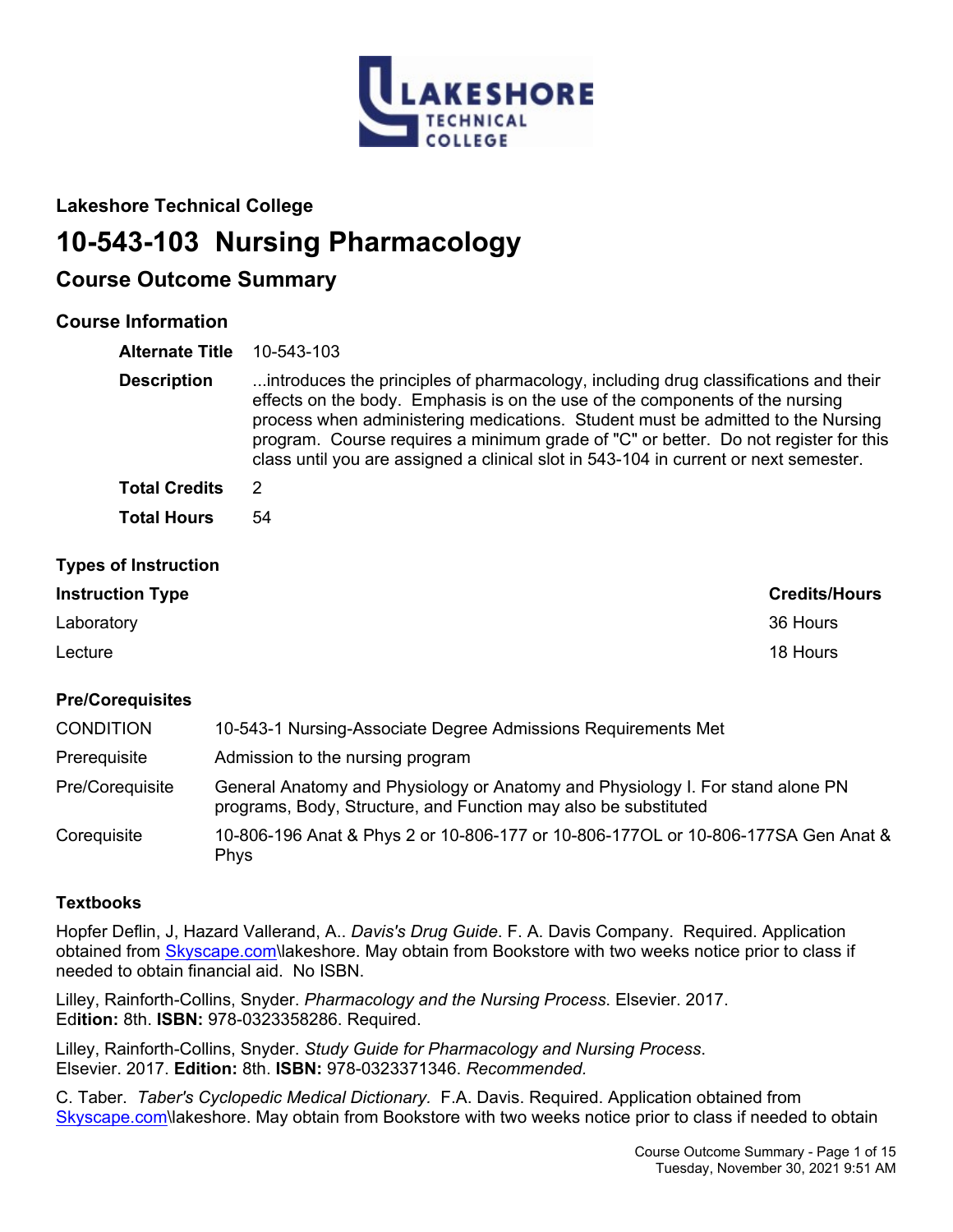## Lakeshore Technical College

# 10-543-103 Nursing Pharmacology

## Course Outcome Summary

### Course Information

| | |
|---|---|
| **Alternate Title** | 10-543-103 |
| **Description** | ...introduces the principles of pharmacology, including drug classifications and their effects on the body. Emphasis is on the use of the components of the nursing process when administering medications. Student must be admitted to the Nursing program. Course requires a minimum grade of "C" or better. Do not register for this class until you are assigned a clinical slot in 543-104 in current or next semester. |
| **Total Credits** | 2 |
| **Total Hours** | 54 |

### Types of Instruction

| Instruction Type | Credits/Hours |
|---|---|
| Laboratory | 36 Hours |
| Lecture | 18 Hours |

### Pre/Corequisites

| | |
|---|---|
| CONDITION | 10-543-1 Nursing-Associate Degree Admissions Requirements Met |
| Prerequisite | Admission to the nursing program |
| Pre/Corequisite | General Anatomy and Physiology or Anatomy and Physiology I. For stand alone PN programs, Body, Structure, and Function may also be substituted |
| Corequisite | 10-806-196 Anat & Phys 2 or 10-806-177 or 10-806-177OL or 10-806-177SA Gen Anat & Phys |

### Textbooks

Hopfer Deflin, J, Hazard Vallerand, A.. *Davis's Drug Guide*. F. A. Davis Company. Required. Application obtained from Skyscape.com\lakeshore. May obtain from Bookstore with two weeks notice prior to class if needed to obtain financial aid. No ISBN.

Lilley, Rainforth-Collins, Snyder. *Pharmacology and the Nursing Process*. Elsevier. 2017. **Edition:** 8th. **ISBN:** 978-0323358286. Required.

Lilley, Rainforth-Collins, Snyder. *Study Guide for Pharmacology and Nursing Process*. Elsevier. 2017. **Edition:** 8th. **ISBN:** 978-0323371346. *Recommended.*

C. Taber. *Taber's Cyclopedic Medical Dictionary.* F.A. Davis. Required. Application obtained from Skyscape.com\lakeshore. May obtain from Bookstore with two weeks notice prior to class if needed to obtain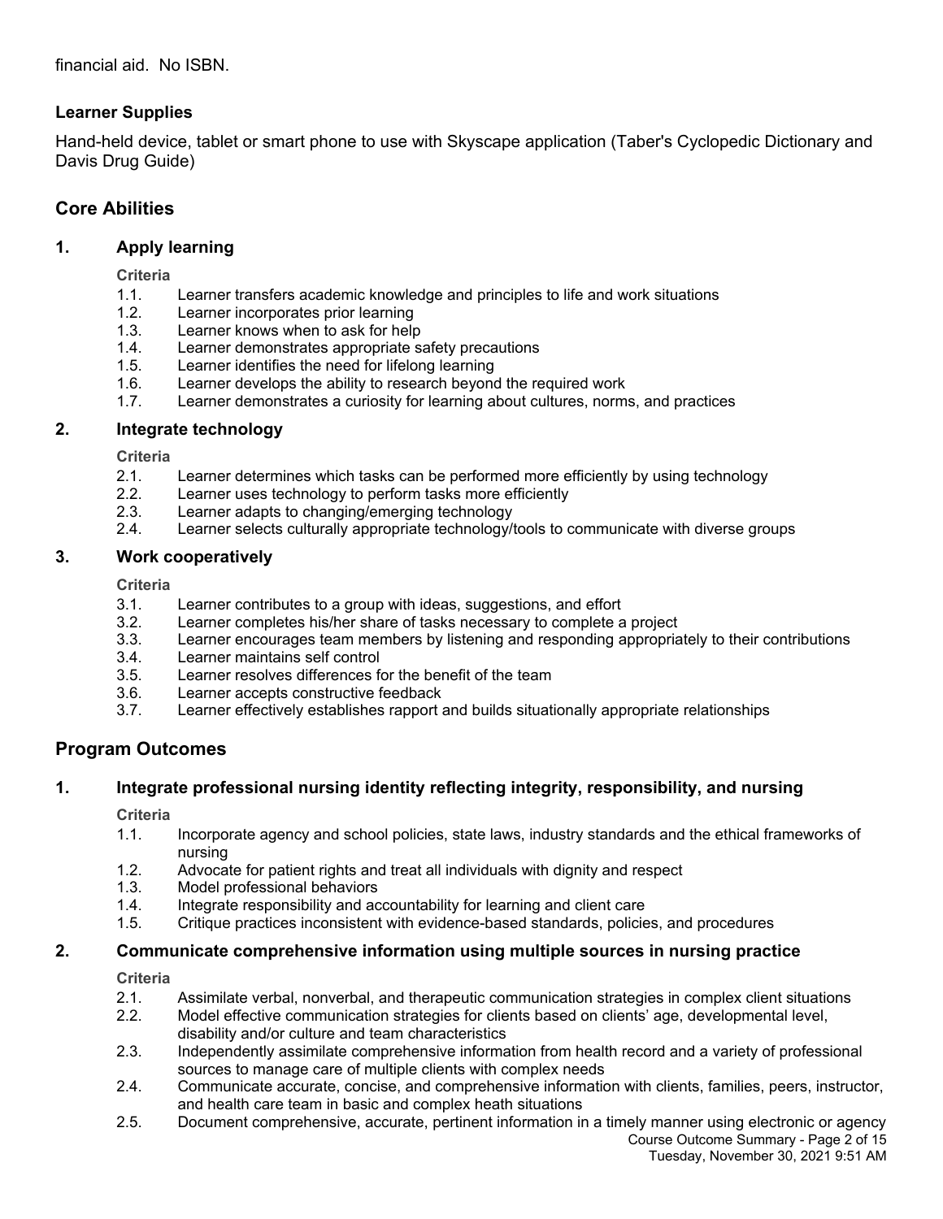financial aid. No ISBN.

### Learner Supplies

Hand-held device, tablet or smart phone to use with Skyscape application (Taber's Cyclopedic Dictionary and Davis Drug Guide)

## Core Abilities

### 1. Apply learning

**Criteria**

- 1.1. Learner transfers academic knowledge and principles to life and work situations
- 1.2. Learner incorporates prior learning
- 1.3. Learner knows when to ask for help
- 1.4. Learner demonstrates appropriate safety precautions
- 1.5. Learner identifies the need for lifelong learning
- 1.6. Learner develops the ability to research beyond the required work
- 1.7. Learner demonstrates a curiosity for learning about cultures, norms, and practices

### 2. Integrate technology

**Criteria**

- 2.1. Learner determines which tasks can be performed more efficiently by using technology
- 2.2. Learner uses technology to perform tasks more efficiently
- 2.3. Learner adapts to changing/emerging technology
- 2.4. Learner selects culturally appropriate technology/tools to communicate with diverse groups

### 3. Work cooperatively

**Criteria**

- 3.1. Learner contributes to a group with ideas, suggestions, and effort
- 3.2. Learner completes his/her share of tasks necessary to complete a project
- 3.3. Learner encourages team members by listening and responding appropriately to their contributions
- 3.4. Learner maintains self control
- 3.5. Learner resolves differences for the benefit of the team
- 3.6. Learner accepts constructive feedback
- 3.7. Learner effectively establishes rapport and builds situationally appropriate relationships

## Program Outcomes

### 1. Integrate professional nursing identity reflecting integrity, responsibility, and nursing

**Criteria**

- 1.1. Incorporate agency and school policies, state laws, industry standards and the ethical frameworks of nursing
- 1.2. Advocate for patient rights and treat all individuals with dignity and respect
- 1.3. Model professional behaviors
- 1.4. Integrate responsibility and accountability for learning and client care
- 1.5. Critique practices inconsistent with evidence-based standards, policies, and procedures

### 2. Communicate comprehensive information using multiple sources in nursing practice

**Criteria**

- 2.1. Assimilate verbal, nonverbal, and therapeutic communication strategies in complex client situations
- 2.2. Model effective communication strategies for clients based on clients' age, developmental level, disability and/or culture and team characteristics
- 2.3. Independently assimilate comprehensive information from health record and a variety of professional sources to manage care of multiple clients with complex needs
- 2.4. Communicate accurate, concise, and comprehensive information with clients, families, peers, instructor, and health care team in basic and complex heath situations
- 2.5. Document comprehensive, accurate, pertinent information in a timely manner using electronic or agency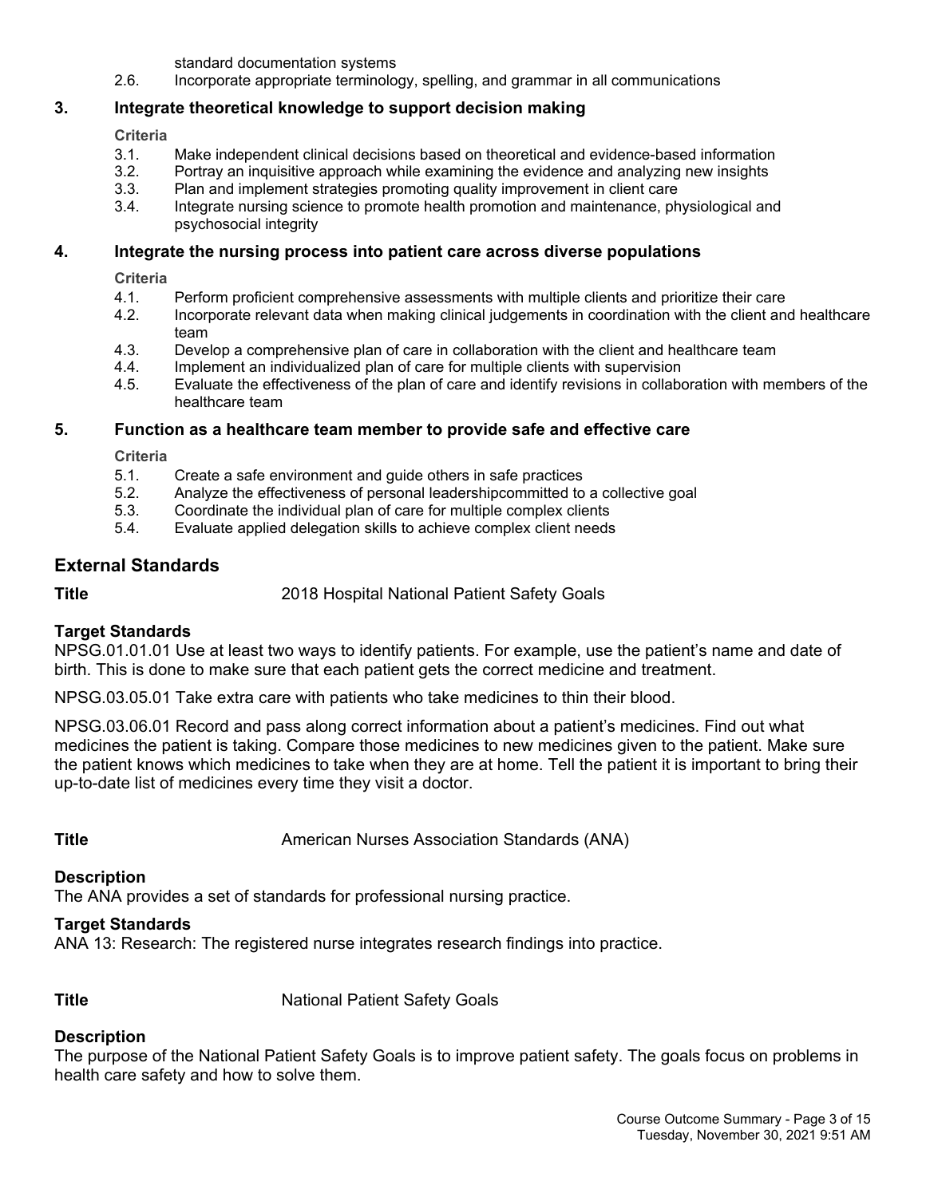standard documentation systems

2.6. Incorporate appropriate terminology, spelling, and grammar in all communications

### 3. Integrate theoretical knowledge to support decision making

**Criteria**

3.1. Make independent clinical decisions based on theoretical and evidence-based information

3.2. Portray an inquisitive approach while examining the evidence and analyzing new insights

3.3. Plan and implement strategies promoting quality improvement in client care

3.4. Integrate nursing science to promote health promotion and maintenance, physiological and psychosocial integrity

### 4. Integrate the nursing process into patient care across diverse populations

**Criteria**

4.1. Perform proficient comprehensive assessments with multiple clients and prioritize their care

4.2. Incorporate relevant data when making clinical judgements in coordination with the client and healthcare team

4.3. Develop a comprehensive plan of care in collaboration with the client and healthcare team

4.4. Implement an individualized plan of care for multiple clients with supervision

4.5. Evaluate the effectiveness of the plan of care and identify revisions in collaboration with members of the healthcare team

### 5. Function as a healthcare team member to provide safe and effective care

**Criteria**

5.1. Create a safe environment and guide others in safe practices

5.2. Analyze the effectiveness of personal leadershipcommitted to a collective goal

5.3. Coordinate the individual plan of care for multiple complex clients

5.4. Evaluate applied delegation skills to achieve complex client needs

## External Standards

**Title** 2018 Hospital National Patient Safety Goals

**Target Standards**

NPSG.01.01.01 Use at least two ways to identify patients. For example, use the patient's name and date of birth. This is done to make sure that each patient gets the correct medicine and treatment.

NPSG.03.05.01 Take extra care with patients who take medicines to thin their blood.

NPSG.03.06.01 Record and pass along correct information about a patient's medicines. Find out what medicines the patient is taking. Compare those medicines to new medicines given to the patient. Make sure the patient knows which medicines to take when they are at home. Tell the patient it is important to bring their up-to-date list of medicines every time they visit a doctor.

**Title** American Nurses Association Standards (ANA)

**Description**

The ANA provides a set of standards for professional nursing practice.

**Target Standards**

ANA 13: Research: The registered nurse integrates research findings into practice.

**Title** National Patient Safety Goals

**Description**

The purpose of the National Patient Safety Goals is to improve patient safety. The goals focus on problems in health care safety and how to solve them.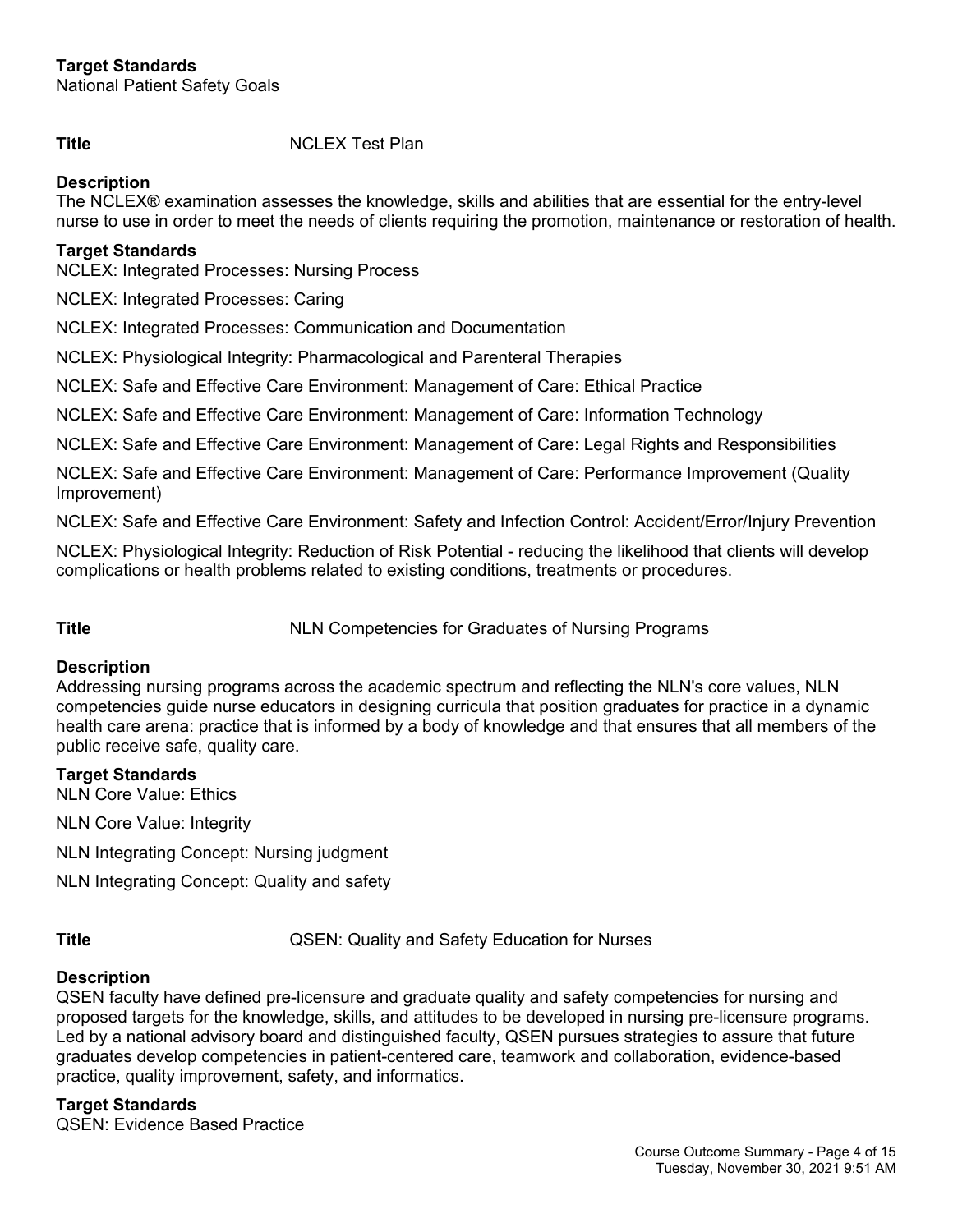**Target Standards**
National Patient Safety Goals

**Title** NCLEX Test Plan

**Description**
The NCLEX® examination assesses the knowledge, skills and abilities that are essential for the entry-level nurse to use in order to meet the needs of clients requiring the promotion, maintenance or restoration of health.

**Target Standards**
NCLEX: Integrated Processes: Nursing Process

NCLEX: Integrated Processes: Caring

NCLEX: Integrated Processes: Communication and Documentation

NCLEX: Physiological Integrity: Pharmacological and Parenteral Therapies

NCLEX: Safe and Effective Care Environment: Management of Care: Ethical Practice

NCLEX: Safe and Effective Care Environment: Management of Care: Information Technology

NCLEX: Safe and Effective Care Environment: Management of Care: Legal Rights and Responsibilities

NCLEX: Safe and Effective Care Environment: Management of Care: Performance Improvement (Quality Improvement)

NCLEX: Safe and Effective Care Environment: Safety and Infection Control: Accident/Error/Injury Prevention

NCLEX: Physiological Integrity: Reduction of Risk Potential - reducing the likelihood that clients will develop complications or health problems related to existing conditions, treatments or procedures.

**Title** NLN Competencies for Graduates of Nursing Programs

**Description**
Addressing nursing programs across the academic spectrum and reflecting the NLN's core values, NLN competencies guide nurse educators in designing curricula that position graduates for practice in a dynamic health care arena: practice that is informed by a body of knowledge and that ensures that all members of the public receive safe, quality care.

**Target Standards**
NLN Core Value: Ethics

NLN Core Value: Integrity

NLN Integrating Concept: Nursing judgment

NLN Integrating Concept: Quality and safety

**Title** QSEN: Quality and Safety Education for Nurses

**Description**
QSEN faculty have defined pre-licensure and graduate quality and safety competencies for nursing and proposed targets for the knowledge, skills, and attitudes to be developed in nursing pre-licensure programs. Led by a national advisory board and distinguished faculty, QSEN pursues strategies to assure that future graduates develop competencies in patient-centered care, teamwork and collaboration, evidence-based practice, quality improvement, safety, and informatics.

**Target Standards**
QSEN: Evidence Based Practice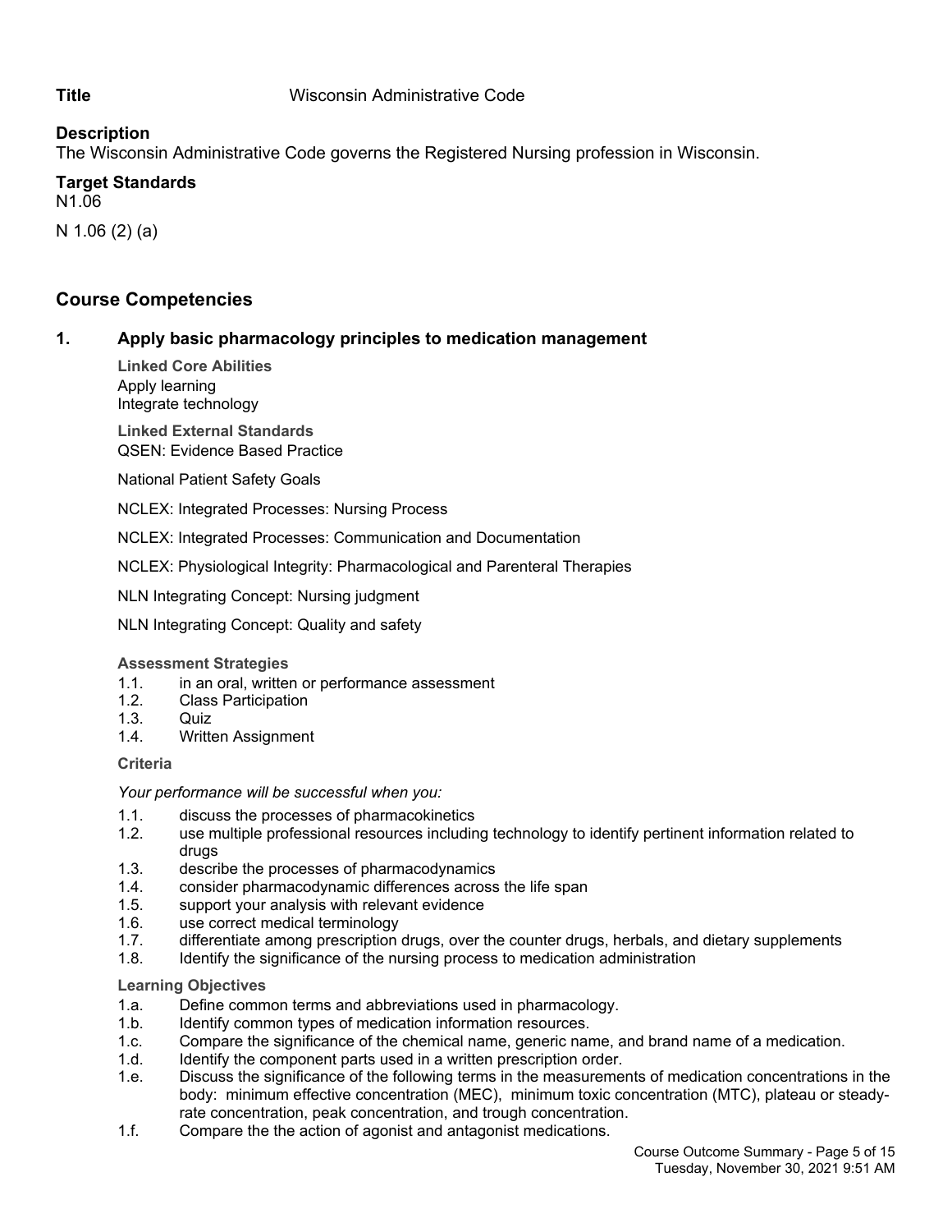**Title** Wisconsin Administrative Code

**Description**
The Wisconsin Administrative Code governs the Registered Nursing profession in Wisconsin.

**Target Standards**
N1.06

N 1.06 (2) (a)

## Course Competencies

### 1. Apply basic pharmacology principles to medication management

**Linked Core Abilities**
Apply learning
Integrate technology

**Linked External Standards**
QSEN: Evidence Based Practice

National Patient Safety Goals

NCLEX: Integrated Processes: Nursing Process

NCLEX: Integrated Processes: Communication and Documentation

NCLEX: Physiological Integrity: Pharmacological and Parenteral Therapies

NLN Integrating Concept: Nursing judgment

NLN Integrating Concept: Quality and safety

**Assessment Strategies**
1.1. in an oral, written or performance assessment
1.2. Class Participation
1.3. Quiz
1.4. Written Assignment

**Criteria**

*Your performance will be successful when you:*

1.1. discuss the processes of pharmacokinetics
1.2. use multiple professional resources including technology to identify pertinent information related to drugs
1.3. describe the processes of pharmacodynamics
1.4. consider pharmacodynamic differences across the life span
1.5. support your analysis with relevant evidence
1.6. use correct medical terminology
1.7. differentiate among prescription drugs, over the counter drugs, herbals, and dietary supplements
1.8. Identify the significance of the nursing process to medication administration

**Learning Objectives**
1.a. Define common terms and abbreviations used in pharmacology.
1.b. Identify common types of medication information resources.
1.c. Compare the significance of the chemical name, generic name, and brand name of a medication.
1.d. Identify the component parts used in a written prescription order.
1.e. Discuss the significance of the following terms in the measurements of medication concentrations in the body: minimum effective concentration (MEC), minimum toxic concentration (MTC), plateau or steady-rate concentration, peak concentration, and trough concentration.
1.f. Compare the the action of agonist and antagonist medications.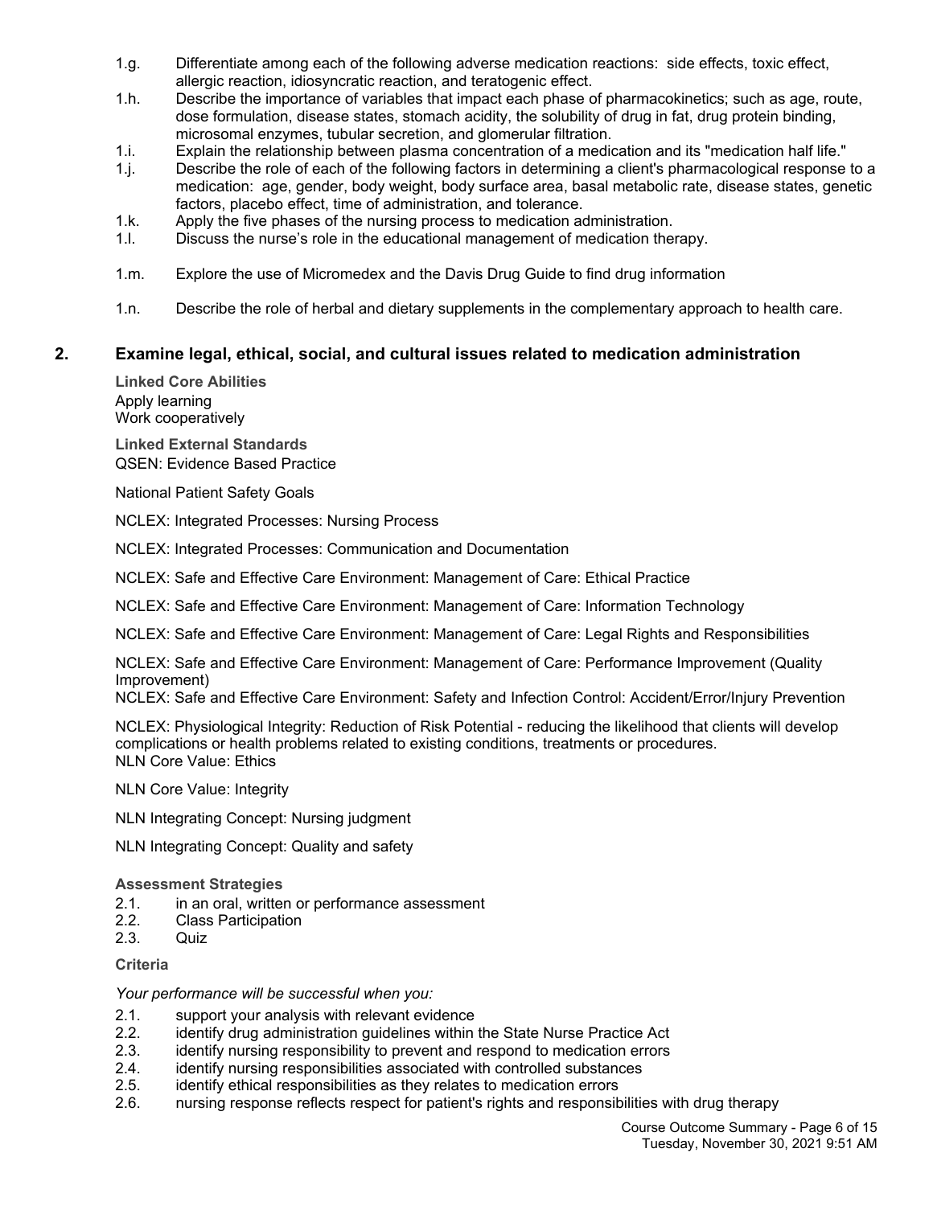1.g. Differentiate among each of the following adverse medication reactions: side effects, toxic effect, allergic reaction, idiosyncratic reaction, and teratogenic effect.

1.h. Describe the importance of variables that impact each phase of pharmacokinetics; such as age, route, dose formulation, disease states, stomach acidity, the solubility of drug in fat, drug protein binding, microsomal enzymes, tubular secretion, and glomerular filtration.

1.i. Explain the relationship between plasma concentration of a medication and its "medication half life."

1.j. Describe the role of each of the following factors in determining a client's pharmacological response to a medication: age, gender, body weight, body surface area, basal metabolic rate, disease states, genetic factors, placebo effect, time of administration, and tolerance.

1.k. Apply the five phases of the nursing process to medication administration.

1.l. Discuss the nurse's role in the educational management of medication therapy.

1.m. Explore the use of Micromedex and the Davis Drug Guide to find drug information

1.n. Describe the role of herbal and dietary supplements in the complementary approach to health care.

## 2. Examine legal, ethical, social, and cultural issues related to medication administration

**Linked Core Abilities**

Apply learning
Work cooperatively

**Linked External Standards**

QSEN: Evidence Based Practice

National Patient Safety Goals

NCLEX: Integrated Processes: Nursing Process

NCLEX: Integrated Processes: Communication and Documentation

NCLEX: Safe and Effective Care Environment: Management of Care: Ethical Practice

NCLEX: Safe and Effective Care Environment: Management of Care: Information Technology

NCLEX: Safe and Effective Care Environment: Management of Care: Legal Rights and Responsibilities

NCLEX: Safe and Effective Care Environment: Management of Care: Performance Improvement (Quality Improvement)

NCLEX: Safe and Effective Care Environment: Safety and Infection Control: Accident/Error/Injury Prevention

NCLEX: Physiological Integrity: Reduction of Risk Potential - reducing the likelihood that clients will develop complications or health problems related to existing conditions, treatments or procedures.

NLN Core Value: Ethics

NLN Core Value: Integrity

NLN Integrating Concept: Nursing judgment

NLN Integrating Concept: Quality and safety

**Assessment Strategies**

2.1. in an oral, written or performance assessment
2.2. Class Participation
2.3. Quiz

**Criteria**

*Your performance will be successful when you:*

2.1. support your analysis with relevant evidence
2.2. identify drug administration guidelines within the State Nurse Practice Act
2.3. identify nursing responsibility to prevent and respond to medication errors
2.4. identify nursing responsibilities associated with controlled substances
2.5. identify ethical responsibilities as they relates to medication errors
2.6. nursing response reflects respect for patient's rights and responsibilities with drug therapy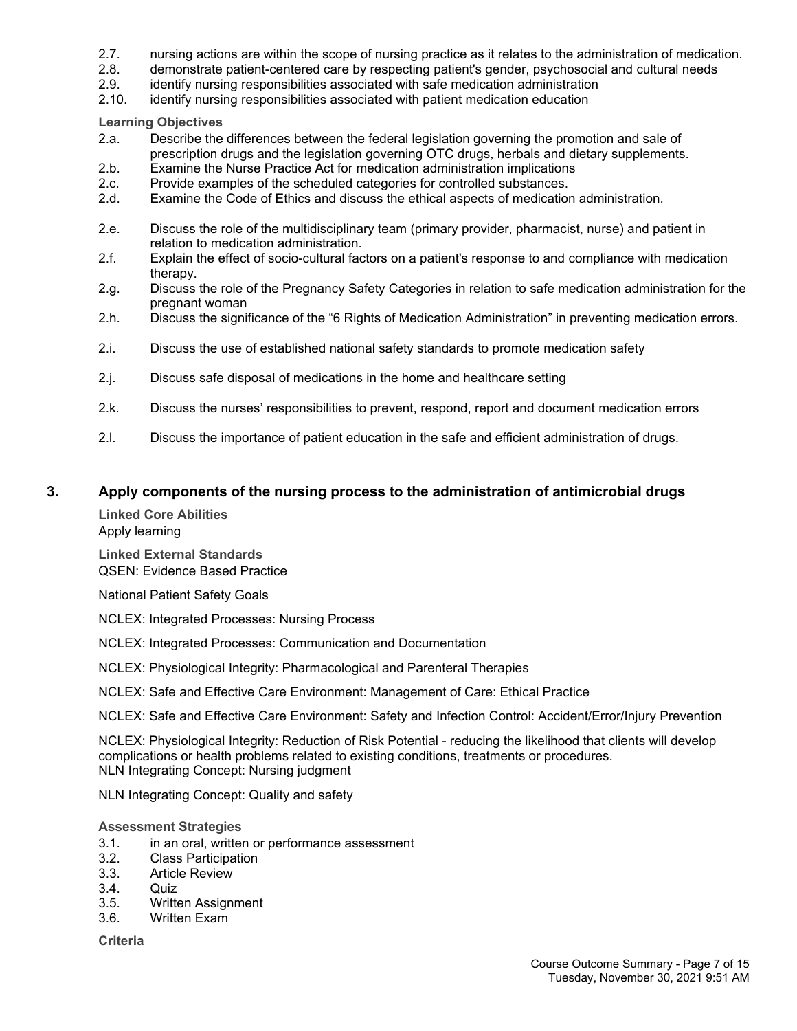2.7. nursing actions are within the scope of nursing practice as it relates to the administration of medication.
2.8. demonstrate patient-centered care by respecting patient's gender, psychosocial and cultural needs
2.9. identify nursing responsibilities associated with safe medication administration
2.10. identify nursing responsibilities associated with patient medication education

**Learning Objectives**

2.a. Describe the differences between the federal legislation governing the promotion and sale of prescription drugs and the legislation governing OTC drugs, herbals and dietary supplements.
2.b. Examine the Nurse Practice Act for medication administration implications
2.c. Provide examples of the scheduled categories for controlled substances.
2.d. Examine the Code of Ethics and discuss the ethical aspects of medication administration.
2.e. Discuss the role of the multidisciplinary team (primary provider, pharmacist, nurse) and patient in relation to medication administration.
2.f. Explain the effect of socio-cultural factors on a patient's response to and compliance with medication therapy.
2.g. Discuss the role of the Pregnancy Safety Categories in relation to safe medication administration for the pregnant woman
2.h. Discuss the significance of the "6 Rights of Medication Administration" in preventing medication errors.
2.i. Discuss the use of established national safety standards to promote medication safety
2.j. Discuss safe disposal of medications in the home and healthcare setting
2.k. Discuss the nurses' responsibilities to prevent, respond, report and document medication errors
2.l. Discuss the importance of patient education in the safe and efficient administration of drugs.

## 3. Apply components of the nursing process to the administration of antimicrobial drugs

**Linked Core Abilities**

Apply learning

**Linked External Standards**

QSEN: Evidence Based Practice

National Patient Safety Goals

NCLEX: Integrated Processes: Nursing Process

NCLEX: Integrated Processes: Communication and Documentation

NCLEX: Physiological Integrity: Pharmacological and Parenteral Therapies

NCLEX: Safe and Effective Care Environment: Management of Care: Ethical Practice

NCLEX: Safe and Effective Care Environment: Safety and Infection Control: Accident/Error/Injury Prevention

NCLEX: Physiological Integrity: Reduction of Risk Potential - reducing the likelihood that clients will develop complications or health problems related to existing conditions, treatments or procedures.
NLN Integrating Concept: Nursing judgment

NLN Integrating Concept: Quality and safety

**Assessment Strategies**

3.1. in an oral, written or performance assessment
3.2. Class Participation
3.3. Article Review
3.4. Quiz
3.5. Written Assignment
3.6. Written Exam

**Criteria**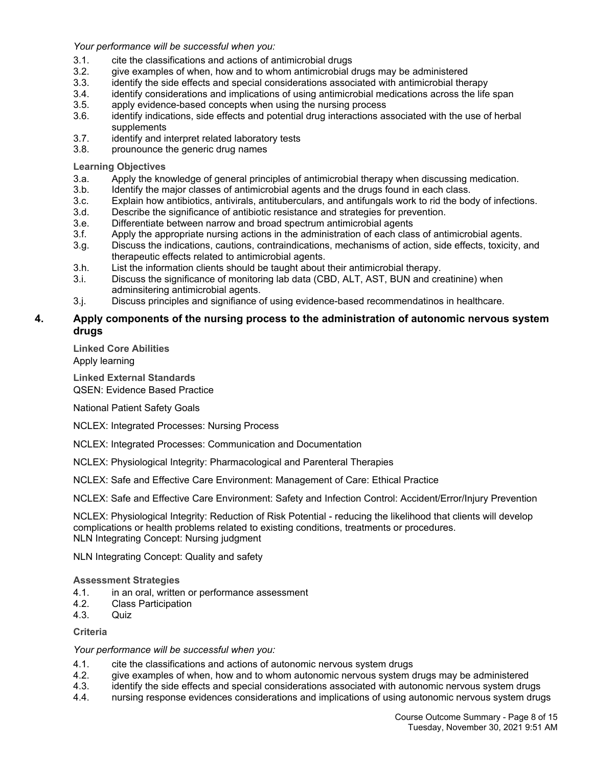*Your performance will be successful when you:*

3.1. cite the classifications and actions of antimicrobial drugs
3.2. give examples of when, how and to whom antimicrobial drugs may be administered
3.3. identify the side effects and special considerations associated with antimicrobial therapy
3.4. identify considerations and implications of using antimicrobial medications across the life span
3.5. apply evidence-based concepts when using the nursing process
3.6. identify indications, side effects and potential drug interactions associated with the use of herbal supplements
3.7. identify and interpret related laboratory tests
3.8. prounounce the generic drug names

**Learning Objectives**

3.a. Apply the knowledge of general principles of antimicrobial therapy when discussing medication.
3.b. Identify the major classes of antimicrobial agents and the drugs found in each class.
3.c. Explain how antibiotics, antivirals, antituberculars, and antifungals work to rid the body of infections.
3.d. Describe the significance of antibiotic resistance and strategies for prevention.
3.e. Differentiate between narrow and broad spectrum antimicrobial agents
3.f. Apply the appropriate nursing actions in the administration of each class of antimicrobial agents.
3.g. Discuss the indications, cautions, contraindications, mechanisms of action, side effects, toxicity, and therapeutic effects related to antimicrobial agents.
3.h. List the information clients should be taught about their antimicrobial therapy.
3.i. Discuss the significance of monitoring lab data (CBD, ALT, AST, BUN and creatinine) when adminsitering antimicrobial agents.
3.j. Discuss principles and signifiance of using evidence-based recommendatinos in healthcare.

## 4. Apply components of the nursing process to the administration of autonomic nervous system drugs

**Linked Core Abilities**

Apply learning

**Linked External Standards**

QSEN: Evidence Based Practice

National Patient Safety Goals

NCLEX: Integrated Processes: Nursing Process

NCLEX: Integrated Processes: Communication and Documentation

NCLEX: Physiological Integrity: Pharmacological and Parenteral Therapies

NCLEX: Safe and Effective Care Environment: Management of Care: Ethical Practice

NCLEX: Safe and Effective Care Environment: Safety and Infection Control: Accident/Error/Injury Prevention

NCLEX: Physiological Integrity: Reduction of Risk Potential - reducing the likelihood that clients will develop complications or health problems related to existing conditions, treatments or procedures.
NLN Integrating Concept: Nursing judgment

NLN Integrating Concept: Quality and safety

**Assessment Strategies**

4.1. in an oral, written or performance assessment
4.2. Class Participation
4.3. Quiz

**Criteria**

*Your performance will be successful when you:*

4.1. cite the classifications and actions of autonomic nervous system drugs
4.2. give examples of when, how and to whom autonomic nervous system drugs may be administered
4.3. identify the side effects and special considerations associated with autonomic nervous system drugs
4.4. nursing response evidences considerations and implications of using autonomic nervous system drugs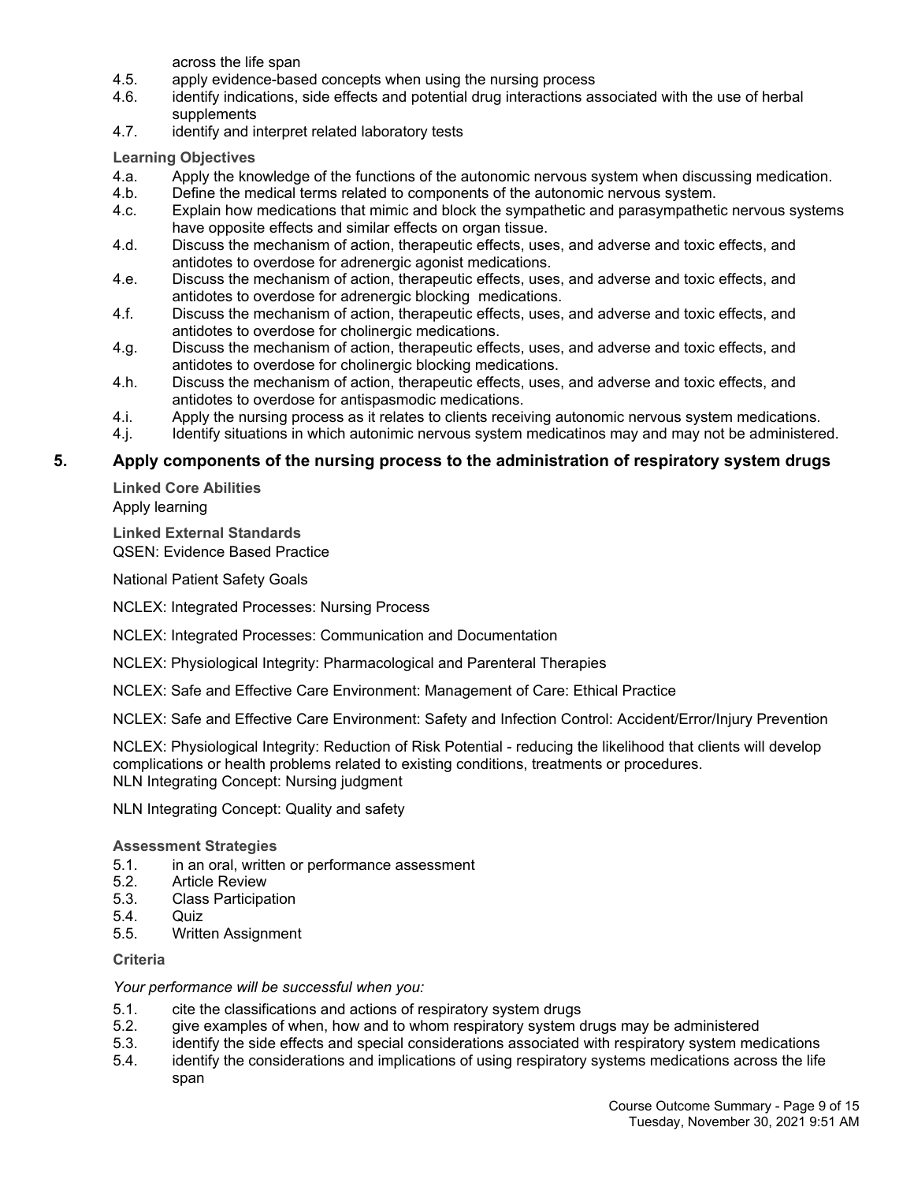across the life span

4.5. apply evidence-based concepts when using the nursing process
4.6. identify indications, side effects and potential drug interactions associated with the use of herbal supplements
4.7. identify and interpret related laboratory tests

**Learning Objectives**

4.a. Apply the knowledge of the functions of the autonomic nervous system when discussing medication.
4.b. Define the medical terms related to components of the autonomic nervous system.
4.c. Explain how medications that mimic and block the sympathetic and parasympathetic nervous systems have opposite effects and similar effects on organ tissue.
4.d. Discuss the mechanism of action, therapeutic effects, uses, and adverse and toxic effects, and antidotes to overdose for adrenergic agonist medications.
4.e. Discuss the mechanism of action, therapeutic effects, uses, and adverse and toxic effects, and antidotes to overdose for adrenergic blocking medications.
4.f. Discuss the mechanism of action, therapeutic effects, uses, and adverse and toxic effects, and antidotes to overdose for cholinergic medications.
4.g. Discuss the mechanism of action, therapeutic effects, uses, and adverse and toxic effects, and antidotes to overdose for cholinergic blocking medications.
4.h. Discuss the mechanism of action, therapeutic effects, uses, and adverse and toxic effects, and antidotes to overdose for antispasmodic medications.
4.i. Apply the nursing process as it relates to clients receiving autonomic nervous system medications.
4.j. Identify situations in which autonimic nervous system medicatinos may and may not be administered.

## 5. Apply components of the nursing process to the administration of respiratory system drugs

**Linked Core Abilities**

Apply learning

**Linked External Standards**

QSEN: Evidence Based Practice

National Patient Safety Goals

NCLEX: Integrated Processes: Nursing Process

NCLEX: Integrated Processes: Communication and Documentation

NCLEX: Physiological Integrity: Pharmacological and Parenteral Therapies

NCLEX: Safe and Effective Care Environment: Management of Care: Ethical Practice

NCLEX: Safe and Effective Care Environment: Safety and Infection Control: Accident/Error/Injury Prevention

NCLEX: Physiological Integrity: Reduction of Risk Potential - reducing the likelihood that clients will develop complications or health problems related to existing conditions, treatments or procedures.
NLN Integrating Concept: Nursing judgment

NLN Integrating Concept: Quality and safety

**Assessment Strategies**

5.1. in an oral, written or performance assessment
5.2. Article Review
5.3. Class Participation
5.4. Quiz
5.5. Written Assignment

**Criteria**

*Your performance will be successful when you:*

5.1. cite the classifications and actions of respiratory system drugs
5.2. give examples of when, how and to whom respiratory system drugs may be administered
5.3. identify the side effects and special considerations associated with respiratory system medications
5.4. identify the considerations and implications of using respiratory systems medications across the life span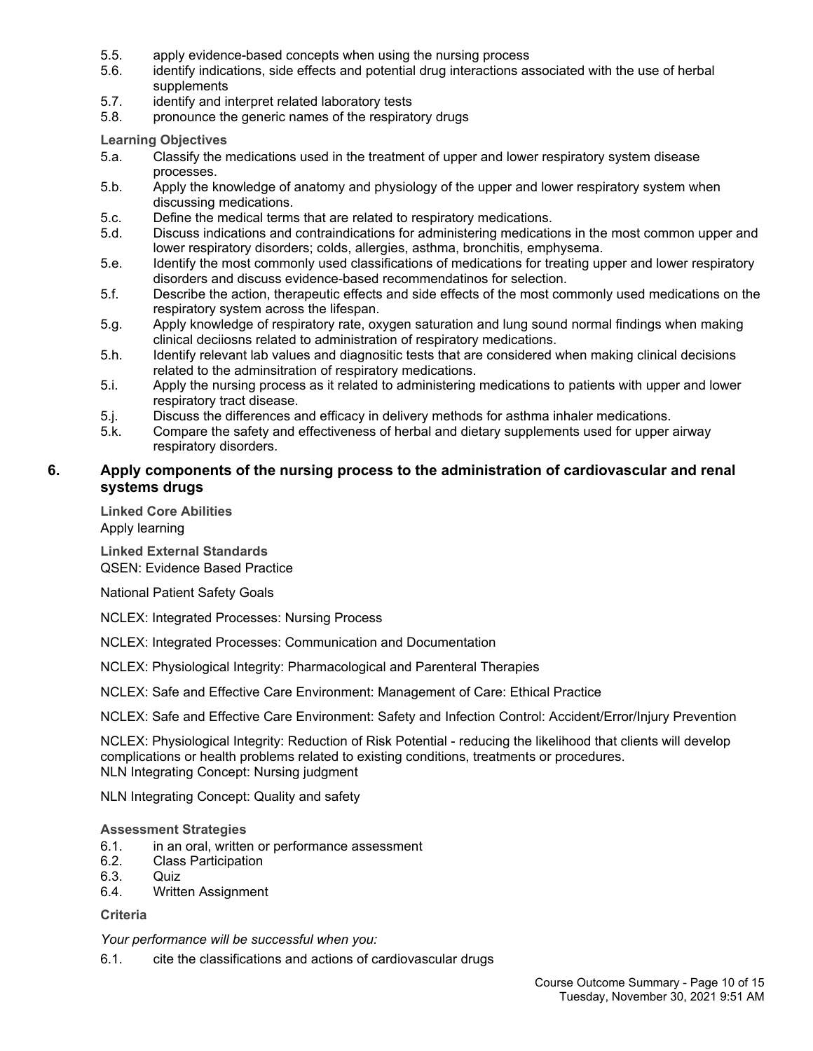5.5. apply evidence-based concepts when using the nursing process
5.6. identify indications, side effects and potential drug interactions associated with the use of herbal supplements
5.7. identify and interpret related laboratory tests
5.8. pronounce the generic names of the respiratory drugs

**Learning Objectives**

5.a. Classify the medications used in the treatment of upper and lower respiratory system disease processes.
5.b. Apply the knowledge of anatomy and physiology of the upper and lower respiratory system when discussing medications.
5.c. Define the medical terms that are related to respiratory medications.
5.d. Discuss indications and contraindications for administering medications in the most common upper and lower respiratory disorders; colds, allergies, asthma, bronchitis, emphysema.
5.e. Identify the most commonly used classifications of medications for treating upper and lower respiratory disorders and discuss evidence-based recommendatinos for selection.
5.f. Describe the action, therapeutic effects and side effects of the most commonly used medications on the respiratory system across the lifespan.
5.g. Apply knowledge of respiratory rate, oxygen saturation and lung sound normal findings when making clinical deciiosns related to administration of respiratory medications.
5.h. Identify relevant lab values and diagnositic tests that are considered when making clinical decisions related to the adminsitration of respiratory medications.
5.i. Apply the nursing process as it related to administering medications to patients with upper and lower respiratory tract disease.
5.j. Discuss the differences and efficacy in delivery methods for asthma inhaler medications.
5.k. Compare the safety and effectiveness of herbal and dietary supplements used for upper airway respiratory disorders.

## 6. Apply components of the nursing process to the administration of cardiovascular and renal systems drugs

**Linked Core Abilities**

Apply learning

**Linked External Standards**

QSEN: Evidence Based Practice

National Patient Safety Goals

NCLEX: Integrated Processes: Nursing Process

NCLEX: Integrated Processes: Communication and Documentation

NCLEX: Physiological Integrity: Pharmacological and Parenteral Therapies

NCLEX: Safe and Effective Care Environment: Management of Care: Ethical Practice

NCLEX: Safe and Effective Care Environment: Safety and Infection Control: Accident/Error/Injury Prevention

NCLEX: Physiological Integrity: Reduction of Risk Potential - reducing the likelihood that clients will develop complications or health problems related to existing conditions, treatments or procedures.
NLN Integrating Concept: Nursing judgment

NLN Integrating Concept: Quality and safety

**Assessment Strategies**

6.1. in an oral, written or performance assessment
6.2. Class Participation
6.3. Quiz
6.4. Written Assignment

**Criteria**

*Your performance will be successful when you:*

6.1. cite the classifications and actions of cardiovascular drugs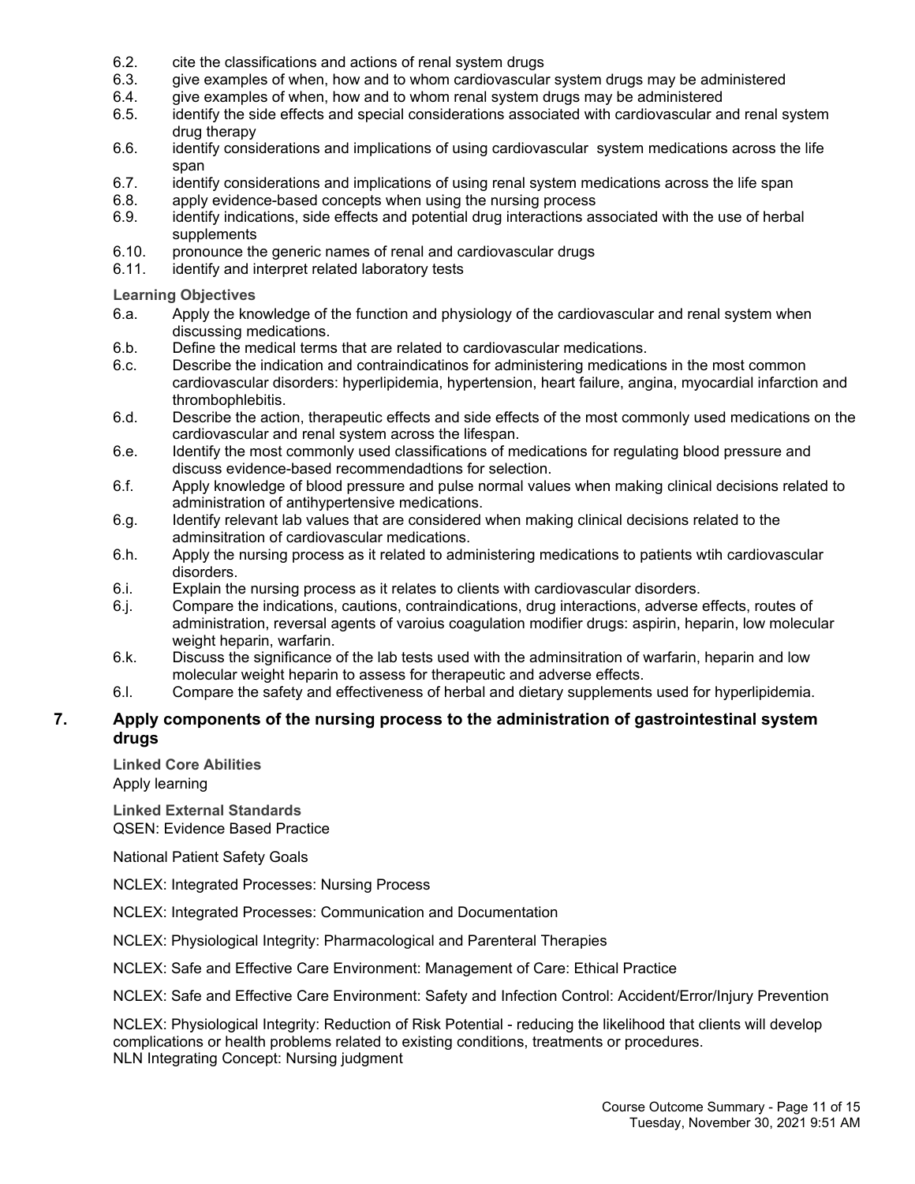6.2. cite the classifications and actions of renal system drugs
6.3. give examples of when, how and to whom cardiovascular system drugs may be administered
6.4. give examples of when, how and to whom renal system drugs may be administered
6.5. identify the side effects and special considerations associated with cardiovascular and renal system drug therapy
6.6. identify considerations and implications of using cardiovascular system medications across the life span
6.7. identify considerations and implications of using renal system medications across the life span
6.8. apply evidence-based concepts when using the nursing process
6.9. identify indications, side effects and potential drug interactions associated with the use of herbal supplements
6.10. pronounce the generic names of renal and cardiovascular drugs
6.11. identify and interpret related laboratory tests

**Learning Objectives**

6.a. Apply the knowledge of the function and physiology of the cardiovascular and renal system when discussing medications.
6.b. Define the medical terms that are related to cardiovascular medications.
6.c. Describe the indication and contraindicatinos for administering medications in the most common cardiovascular disorders: hyperlipidemia, hypertension, heart failure, angina, myocardial infarction and thrombophlebitis.
6.d. Describe the action, therapeutic effects and side effects of the most commonly used medications on the cardiovascular and renal system across the lifespan.
6.e. Identify the most commonly used classifications of medications for regulating blood pressure and discuss evidence-based recommendadtions for selection.
6.f. Apply knowledge of blood pressure and pulse normal values when making clinical decisions related to administration of antihypertensive medications.
6.g. Identify relevant lab values that are considered when making clinical decisions related to the adminsitration of cardiovascular medications.
6.h. Apply the nursing process as it related to administering medications to patients wtih cardiovascular disorders.
6.i. Explain the nursing process as it relates to clients with cardiovascular disorders.
6.j. Compare the indications, cautions, contraindications, drug interactions, adverse effects, routes of administration, reversal agents of varoius coagulation modifier drugs: aspirin, heparin, low molecular weight heparin, warfarin.
6.k. Discuss the significance of the lab tests used with the adminsitration of warfarin, heparin and low molecular weight heparin to assess for therapeutic and adverse effects.
6.l. Compare the safety and effectiveness of herbal and dietary supplements used for hyperlipidemia.

## 7. Apply components of the nursing process to the administration of gastrointestinal system drugs

**Linked Core Abilities**
Apply learning

**Linked External Standards**
QSEN: Evidence Based Practice

National Patient Safety Goals

NCLEX: Integrated Processes: Nursing Process

NCLEX: Integrated Processes: Communication and Documentation

NCLEX: Physiological Integrity: Pharmacological and Parenteral Therapies

NCLEX: Safe and Effective Care Environment: Management of Care: Ethical Practice

NCLEX: Safe and Effective Care Environment: Safety and Infection Control: Accident/Error/Injury Prevention

NCLEX: Physiological Integrity: Reduction of Risk Potential - reducing the likelihood that clients will develop complications or health problems related to existing conditions, treatments or procedures.
NLN Integrating Concept: Nursing judgment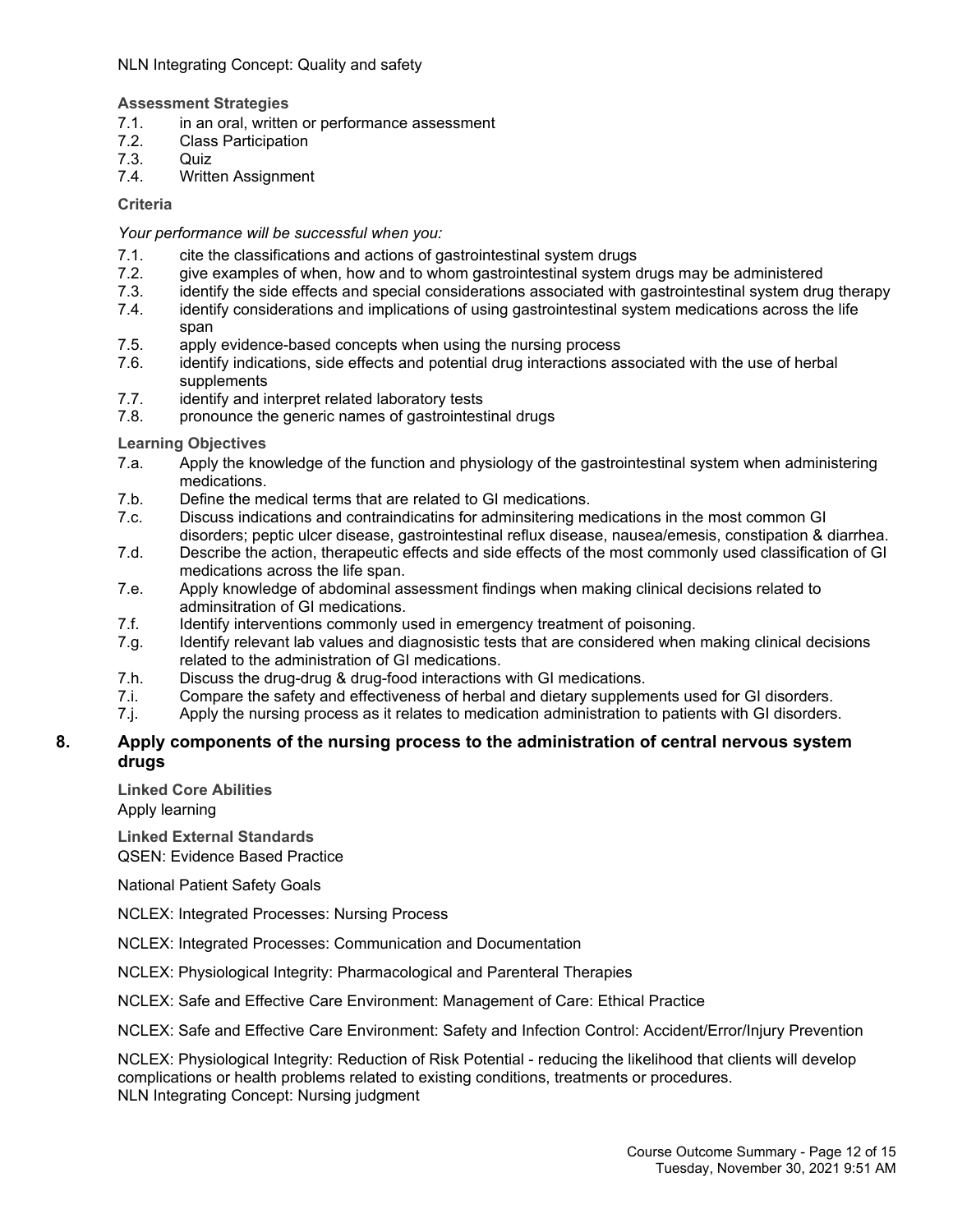NLN Integrating Concept: Quality and safety

**Assessment Strategies**

7.1. in an oral, written or performance assessment
7.2. Class Participation
7.3. Quiz
7.4. Written Assignment

**Criteria**

*Your performance will be successful when you:*

7.1. cite the classifications and actions of gastrointestinal system drugs
7.2. give examples of when, how and to whom gastrointestinal system drugs may be administered
7.3. identify the side effects and special considerations associated with gastrointestinal system drug therapy
7.4. identify considerations and implications of using gastrointestinal system medications across the life span
7.5. apply evidence-based concepts when using the nursing process
7.6. identify indications, side effects and potential drug interactions associated with the use of herbal supplements
7.7. identify and interpret related laboratory tests
7.8. pronounce the generic names of gastrointestinal drugs

**Learning Objectives**

7.a. Apply the knowledge of the function and physiology of the gastrointestinal system when administering medications.
7.b. Define the medical terms that are related to GI medications.
7.c. Discuss indications and contraindicatins for adminsitering medications in the most common GI disorders; peptic ulcer disease, gastrointestinal reflux disease, nausea/emesis, constipation & diarrhea.
7.d. Describe the action, therapeutic effects and side effects of the most commonly used classification of GI medications across the life span.
7.e. Apply knowledge of abdominal assessment findings when making clinical decisions related to adminsitration of GI medications.
7.f. Identify interventions commonly used in emergency treatment of poisoning.
7.g. Identify relevant lab values and diagnosistic tests that are considered when making clinical decisions related to the administration of GI medications.
7.h. Discuss the drug-drug & drug-food interactions with GI medications.
7.i. Compare the safety and effectiveness of herbal and dietary supplements used for GI disorders.
7.j. Apply the nursing process as it relates to medication administration to patients with GI disorders.

## 8. Apply components of the nursing process to the administration of central nervous system drugs

**Linked Core Abilities**

Apply learning

**Linked External Standards**

QSEN: Evidence Based Practice

National Patient Safety Goals

NCLEX: Integrated Processes: Nursing Process

NCLEX: Integrated Processes: Communication and Documentation

NCLEX: Physiological Integrity: Pharmacological and Parenteral Therapies

NCLEX: Safe and Effective Care Environment: Management of Care: Ethical Practice

NCLEX: Safe and Effective Care Environment: Safety and Infection Control: Accident/Error/Injury Prevention

NCLEX: Physiological Integrity: Reduction of Risk Potential - reducing the likelihood that clients will develop complications or health problems related to existing conditions, treatments or procedures.
NLN Integrating Concept: Nursing judgment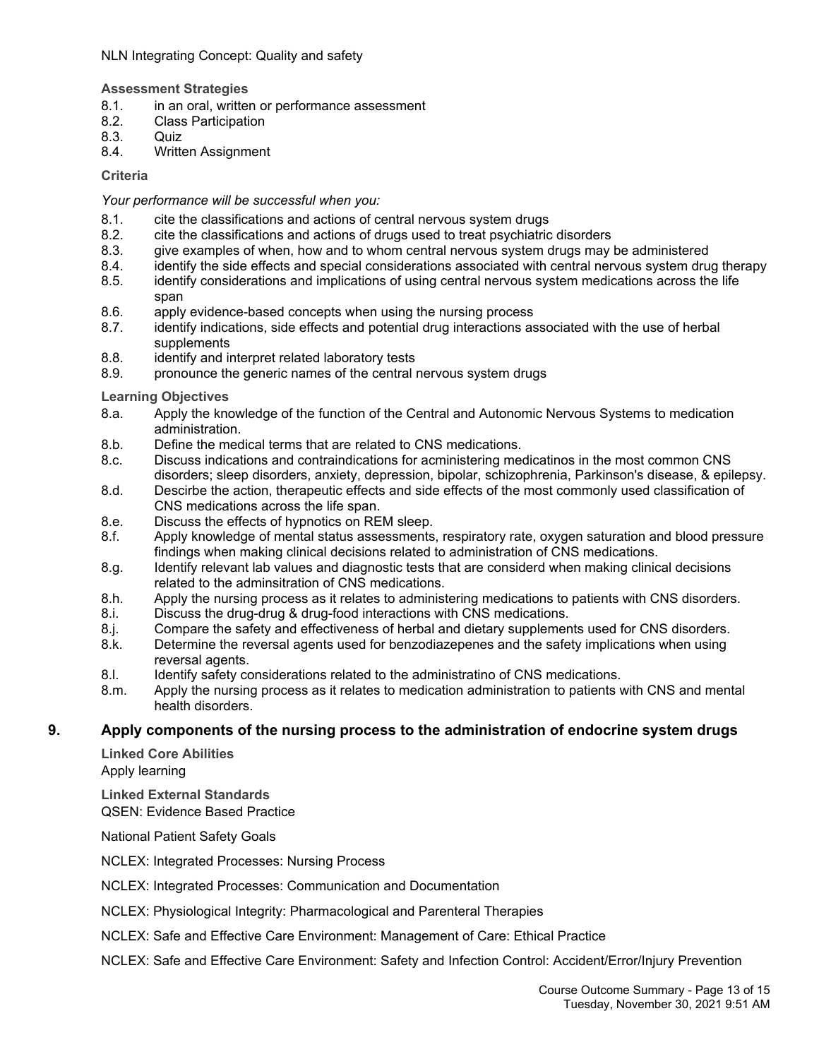NLN Integrating Concept: Quality and safety

**Assessment Strategies**

8.1. in an oral, written or performance assessment
8.2. Class Participation
8.3. Quiz
8.4. Written Assignment

**Criteria**

*Your performance will be successful when you:*

8.1. cite the classifications and actions of central nervous system drugs
8.2. cite the classifications and actions of drugs used to treat psychiatric disorders
8.3. give examples of when, how and to whom central nervous system drugs may be administered
8.4. identify the side effects and special considerations associated with central nervous system drug therapy
8.5. identify considerations and implications of using central nervous system medications across the life span
8.6. apply evidence-based concepts when using the nursing process
8.7. identify indications, side effects and potential drug interactions associated with the use of herbal supplements
8.8. identify and interpret related laboratory tests
8.9. pronounce the generic names of the central nervous system drugs

**Learning Objectives**

8.a. Apply the knowledge of the function of the Central and Autonomic Nervous Systems to medication administration.
8.b. Define the medical terms that are related to CNS medications.
8.c. Discuss indications and contraindications for acministering medicatinos in the most common CNS disorders; sleep disorders, anxiety, depression, bipolar, schizophrenia, Parkinson's disease, & epilepsy.
8.d. Descirbe the action, therapeutic effects and side effects of the most commonly used classification of CNS medications across the life span.
8.e. Discuss the effects of hypnotics on REM sleep.
8.f. Apply knowledge of mental status assessments, respiratory rate, oxygen saturation and blood pressure findings when making clinical decisions related to administration of CNS medications.
8.g. Identify relevant lab values and diagnostic tests that are considerd when making clinical decisions related to the adminsitration of CNS medications.
8.h. Apply the nursing process as it relates to administering medications to patients with CNS disorders.
8.i. Discuss the drug-drug & drug-food interactions with CNS medications.
8.j. Compare the safety and effectiveness of herbal and dietary supplements used for CNS disorders.
8.k. Determine the reversal agents used for benzodiazepenes and the safety implications when using reversal agents.
8.l. Identify safety considerations related to the administratino of CNS medications.
8.m. Apply the nursing process as it relates to medication administration to patients with CNS and mental health disorders.

## 9. Apply components of the nursing process to the administration of endocrine system drugs

**Linked Core Abilities**

Apply learning

**Linked External Standards**

QSEN: Evidence Based Practice

National Patient Safety Goals

NCLEX: Integrated Processes: Nursing Process

NCLEX: Integrated Processes: Communication and Documentation

NCLEX: Physiological Integrity: Pharmacological and Parenteral Therapies

NCLEX: Safe and Effective Care Environment: Management of Care: Ethical Practice

NCLEX: Safe and Effective Care Environment: Safety and Infection Control: Accident/Error/Injury Prevention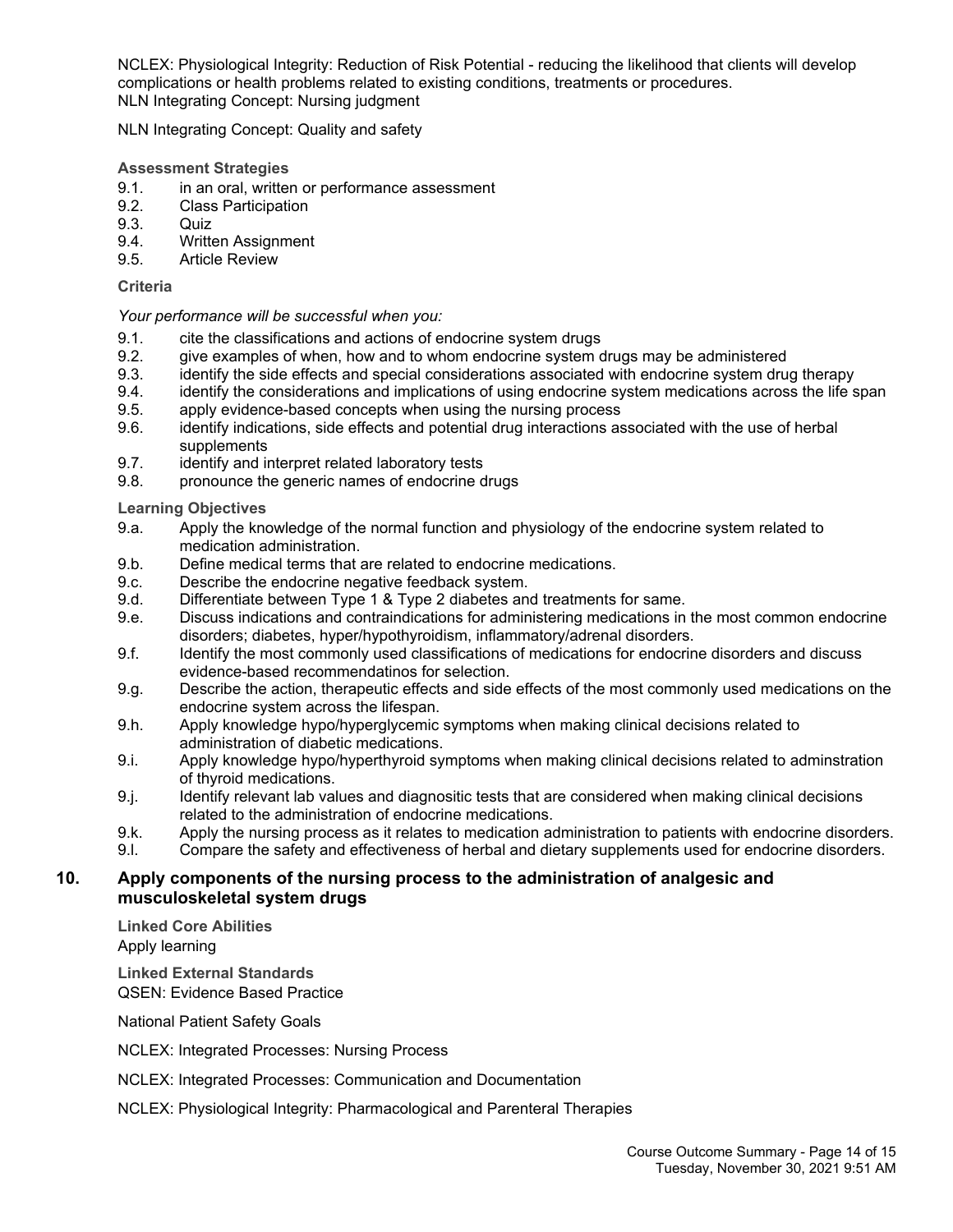NCLEX: Physiological Integrity: Reduction of Risk Potential - reducing the likelihood that clients will develop complications or health problems related to existing conditions, treatments or procedures.
NLN Integrating Concept: Nursing judgment

NLN Integrating Concept: Quality and safety

**Assessment Strategies**

9.1. in an oral, written or performance assessment
9.2. Class Participation
9.3. Quiz
9.4. Written Assignment
9.5. Article Review

**Criteria**

*Your performance will be successful when you:*

9.1. cite the classifications and actions of endocrine system drugs
9.2. give examples of when, how and to whom endocrine system drugs may be administered
9.3. identify the side effects and special considerations associated with endocrine system drug therapy
9.4. identify the considerations and implications of using endocrine system medications across the life span
9.5. apply evidence-based concepts when using the nursing process
9.6. identify indications, side effects and potential drug interactions associated with the use of herbal supplements
9.7. identify and interpret related laboratory tests
9.8. pronounce the generic names of endocrine drugs

**Learning Objectives**

9.a. Apply the knowledge of the normal function and physiology of the endocrine system related to medication administration.
9.b. Define medical terms that are related to endocrine medications.
9.c. Describe the endocrine negative feedback system.
9.d. Differentiate between Type 1 & Type 2 diabetes and treatments for same.
9.e. Discuss indications and contraindications for administering medications in the most common endocrine disorders; diabetes, hyper/hypothyroidism, inflammatory/adrenal disorders.
9.f. Identify the most commonly used classifications of medications for endocrine disorders and discuss evidence-based recommendatinos for selection.
9.g. Describe the action, therapeutic effects and side effects of the most commonly used medications on the endocrine system across the lifespan.
9.h. Apply knowledge hypo/hyperglycemic symptoms when making clinical decisions related to administration of diabetic medications.
9.i. Apply knowledge hypo/hyperthyroid symptoms when making clinical decisions related to adminstration of thyroid medications.
9.j. Identify relevant lab values and diagnositic tests that are considered when making clinical decisions related to the administration of endocrine medications.
9.k. Apply the nursing process as it relates to medication administration to patients with endocrine disorders.
9.l. Compare the safety and effectiveness of herbal and dietary supplements used for endocrine disorders.

## 10. Apply components of the nursing process to the administration of analgesic and musculoskeletal system drugs

**Linked Core Abilities**
Apply learning

**Linked External Standards**
QSEN: Evidence Based Practice

National Patient Safety Goals

NCLEX: Integrated Processes: Nursing Process

NCLEX: Integrated Processes: Communication and Documentation

NCLEX: Physiological Integrity: Pharmacological and Parenteral Therapies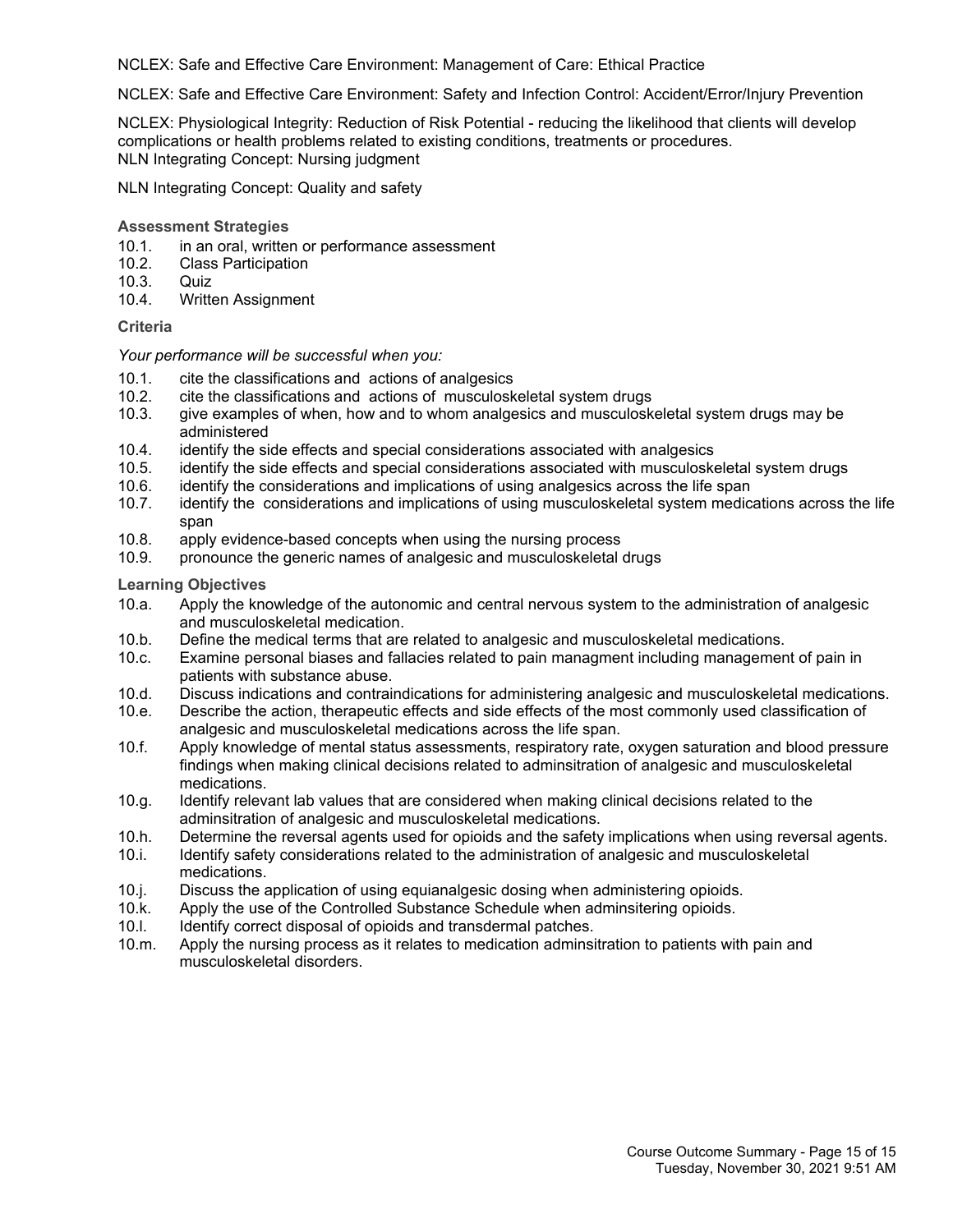NCLEX: Safe and Effective Care Environment: Management of Care: Ethical Practice

NCLEX: Safe and Effective Care Environment: Safety and Infection Control: Accident/Error/Injury Prevention

NCLEX: Physiological Integrity: Reduction of Risk Potential - reducing the likelihood that clients will develop complications or health problems related to existing conditions, treatments or procedures.
NLN Integrating Concept: Nursing judgment

NLN Integrating Concept: Quality and safety

**Assessment Strategies**

10.1. in an oral, written or performance assessment
10.2. Class Participation
10.3. Quiz
10.4. Written Assignment

**Criteria**

*Your performance will be successful when you:*

10.1. cite the classifications and actions of analgesics
10.2. cite the classifications and actions of musculoskeletal system drugs
10.3. give examples of when, how and to whom analgesics and musculoskeletal system drugs may be administered
10.4. identify the side effects and special considerations associated with analgesics
10.5. identify the side effects and special considerations associated with musculoskeletal system drugs
10.6. identify the considerations and implications of using analgesics across the life span
10.7. identify the considerations and implications of using musculoskeletal system medications across the life span
10.8. apply evidence-based concepts when using the nursing process
10.9. pronounce the generic names of analgesic and musculoskeletal drugs

**Learning Objectives**

10.a. Apply the knowledge of the autonomic and central nervous system to the administration of analgesic and musculoskeletal medication.
10.b. Define the medical terms that are related to analgesic and musculoskeletal medications.
10.c. Examine personal biases and fallacies related to pain managment including management of pain in patients with substance abuse.
10.d. Discuss indications and contraindications for administering analgesic and musculoskeletal medications.
10.e. Describe the action, therapeutic effects and side effects of the most commonly used classification of analgesic and musculoskeletal medications across the life span.
10.f. Apply knowledge of mental status assessments, respiratory rate, oxygen saturation and blood pressure findings when making clinical decisions related to adminsitration of analgesic and musculoskeletal medications.
10.g. Identify relevant lab values that are considered when making clinical decisions related to the adminsitration of analgesic and musculoskeletal medications.
10.h. Determine the reversal agents used for opioids and the safety implications when using reversal agents.
10.i. Identify safety considerations related to the administration of analgesic and musculoskeletal medications.
10.j. Discuss the application of using equianalgesic dosing when administering opioids.
10.k. Apply the use of the Controlled Substance Schedule when adminsitering opioids.
10.l. Identify correct disposal of opioids and transdermal patches.
10.m. Apply the nursing process as it relates to medication adminsitration to patients with pain and musculoskeletal disorders.